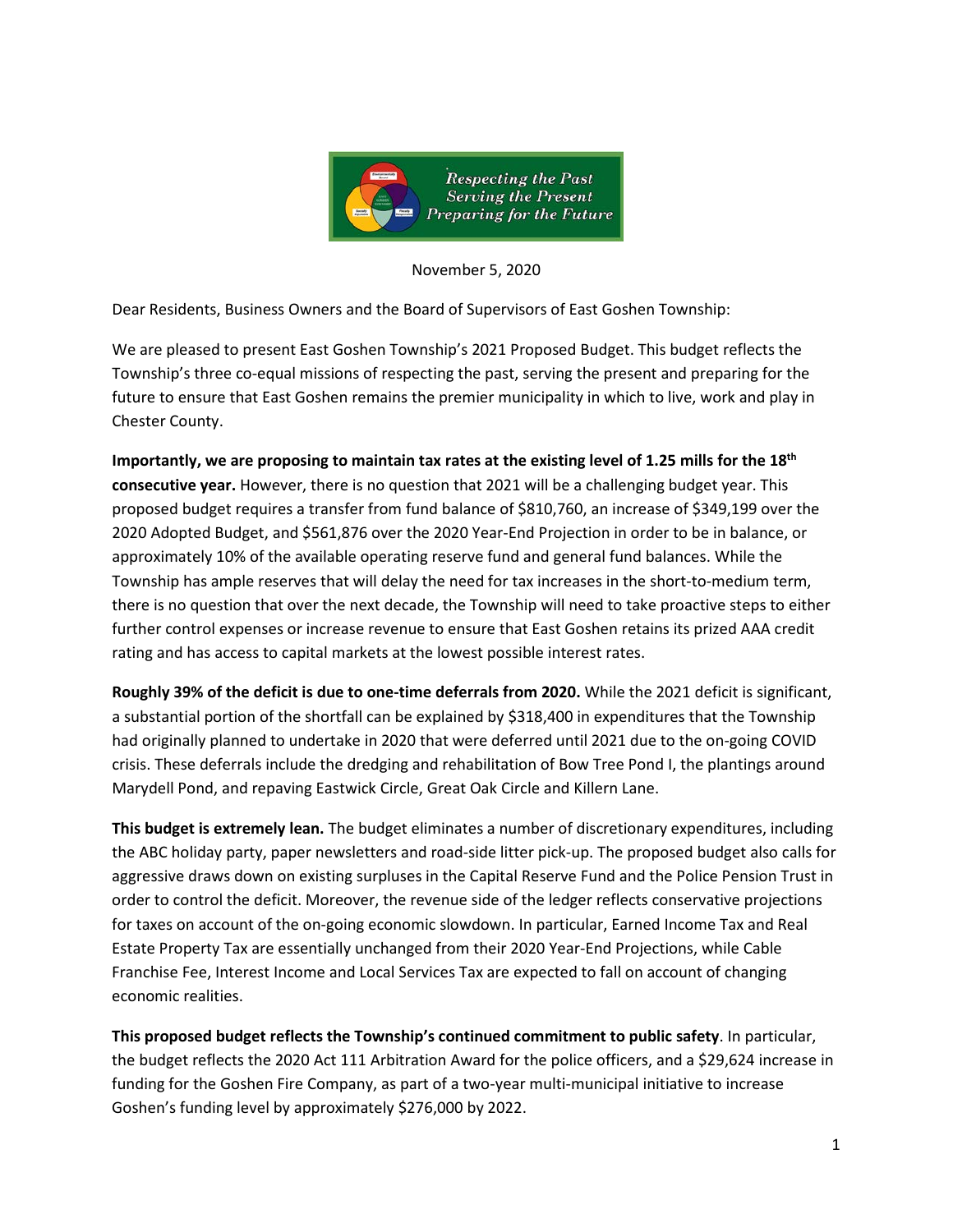Respecting the Past
Serving the Present
Preparing for the Future

November 5, 2020

Dear Residents, Business Owners and the Board of Supervisors of East Goshen Township:

We are pleased to present East Goshen Township's 2021 Proposed Budget. This budget reflects the Township's three co-equal missions of respecting the past, serving the present and preparing for the future to ensure that East Goshen remains the premier municipality in which to live, work and play in Chester County.

**Importantly, we are proposing to maintain tax rates at the existing level of 1.25 mills for the 18th consecutive year.** However, there is no question that 2021 will be a challenging budget year. This proposed budget requires a transfer from fund balance of $810,760, an increase of $349,199 over the 2020 Adopted Budget, and $561,876 over the 2020 Year-End Projection in order to be in balance, or approximately 10% of the available operating reserve fund and general fund balances. While the Township has ample reserves that will delay the need for tax increases in the short-to-medium term, there is no question that over the next decade, the Township will need to take proactive steps to either further control expenses or increase revenue to ensure that East Goshen retains its prized AAA credit rating and has access to capital markets at the lowest possible interest rates.

**Roughly 39% of the deficit is due to one-time deferrals from 2020.** While the 2021 deficit is significant, a substantial portion of the shortfall can be explained by $318,400 in expenditures that the Township had originally planned to undertake in 2020 that were deferred until 2021 due to the on-going COVID crisis. These deferrals include the dredging and rehabilitation of Bow Tree Pond I, the plantings around Marydell Pond, and repaving Eastwick Circle, Great Oak Circle and Killern Lane.

**This budget is extremely lean.** The budget eliminates a number of discretionary expenditures, including the ABC holiday party, paper newsletters and road-side litter pick-up. The proposed budget also calls for aggressive draws down on existing surpluses in the Capital Reserve Fund and the Police Pension Trust in order to control the deficit. Moreover, the revenue side of the ledger reflects conservative projections for taxes on account of the on-going economic slowdown. In particular, Earned Income Tax and Real Estate Property Tax are essentially unchanged from their 2020 Year-End Projections, while Cable Franchise Fee, Interest Income and Local Services Tax are expected to fall on account of changing economic realities.

**This proposed budget reflects the Township's continued commitment to public safety**. In particular, the budget reflects the 2020 Act 111 Arbitration Award for the police officers, and a $29,624 increase in funding for the Goshen Fire Company, as part of a two-year multi-municipal initiative to increase Goshen's funding level by approximately $276,000 by 2022.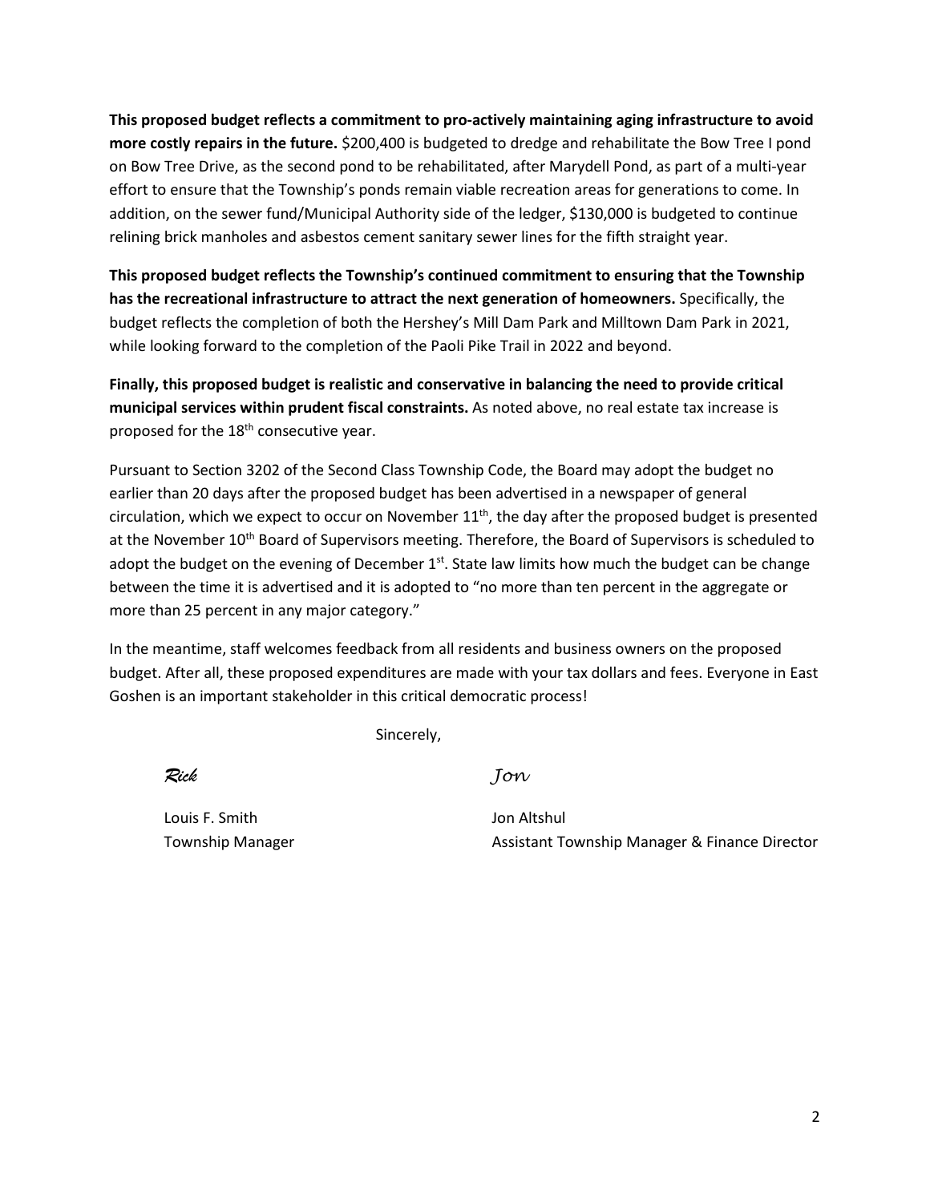**This proposed budget reflects a commitment to pro-actively maintaining aging infrastructure to avoid more costly repairs in the future.** $200,400 is budgeted to dredge and rehabilitate the Bow Tree I pond on Bow Tree Drive, as the second pond to be rehabilitated, after Marydell Pond, as part of a multi-year effort to ensure that the Township's ponds remain viable recreation areas for generations to come. In addition, on the sewer fund/Municipal Authority side of the ledger, $130,000 is budgeted to continue relining brick manholes and asbestos cement sanitary sewer lines for the fifth straight year.

**This proposed budget reflects the Township's continued commitment to ensuring that the Township has the recreational infrastructure to attract the next generation of homeowners.** Specifically, the budget reflects the completion of both the Hershey's Mill Dam Park and Milltown Dam Park in 2021, while looking forward to the completion of the Paoli Pike Trail in 2022 and beyond.

**Finally, this proposed budget is realistic and conservative in balancing the need to provide critical municipal services within prudent fiscal constraints.** As noted above, no real estate tax increase is proposed for the 18th consecutive year.

Pursuant to Section 3202 of the Second Class Township Code, the Board may adopt the budget no earlier than 20 days after the proposed budget has been advertised in a newspaper of general circulation, which we expect to occur on November 11th, the day after the proposed budget is presented at the November 10th Board of Supervisors meeting. Therefore, the Board of Supervisors is scheduled to adopt the budget on the evening of December 1st. State law limits how much the budget can be change between the time it is advertised and it is adopted to "no more than ten percent in the aggregate or more than 25 percent in any major category."

In the meantime, staff welcomes feedback from all residents and business owners on the proposed budget. After all, these proposed expenditures are made with your tax dollars and fees. Everyone in East Goshen is an important stakeholder in this critical democratic process!

Sincerely,

*Rick*

Louis F. Smith
Township Manager

*Jon*

Jon Altshul
Assistant Township Manager & Finance Director